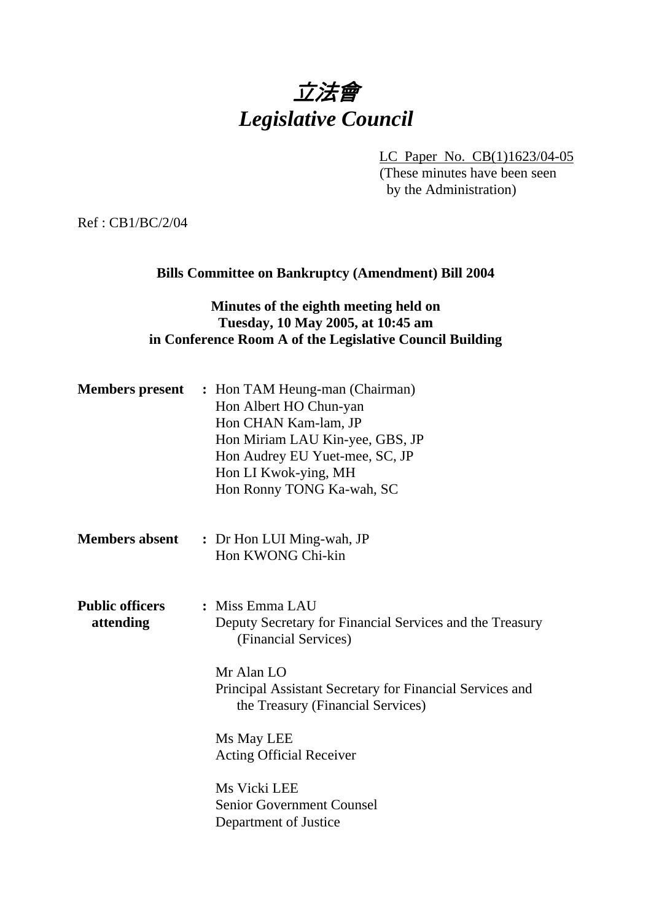# 立法會
# *Legislative Council*

LC Paper No. CB(1)1623/04-05
(These minutes have been seen by the Administration)

Ref : CB1/BC/2/04

**Bills Committee on Bankruptcy (Amendment) Bill 2004**

**Minutes of the eighth meeting held on Tuesday, 10 May 2005, at 10:45 am in Conference Room A of the Legislative Council Building**

**Members present** : Hon TAM Heung-man (Chairman)
Hon Albert HO Chun-yan
Hon CHAN Kam-lam, JP
Hon Miriam LAU Kin-yee, GBS, JP
Hon Audrey EU Yuet-mee, SC, JP
Hon LI Kwok-ying, MH
Hon Ronny TONG Ka-wah, SC

**Members absent** : Dr Hon LUI Ming-wah, JP
Hon KWONG Chi-kin

**Public officers attending** : Miss Emma LAU
Deputy Secretary for Financial Services and the Treasury (Financial Services)

Mr Alan LO
Principal Assistant Secretary for Financial Services and the Treasury (Financial Services)

Ms May LEE
Acting Official Receiver

Ms Vicki LEE
Senior Government Counsel
Department of Justice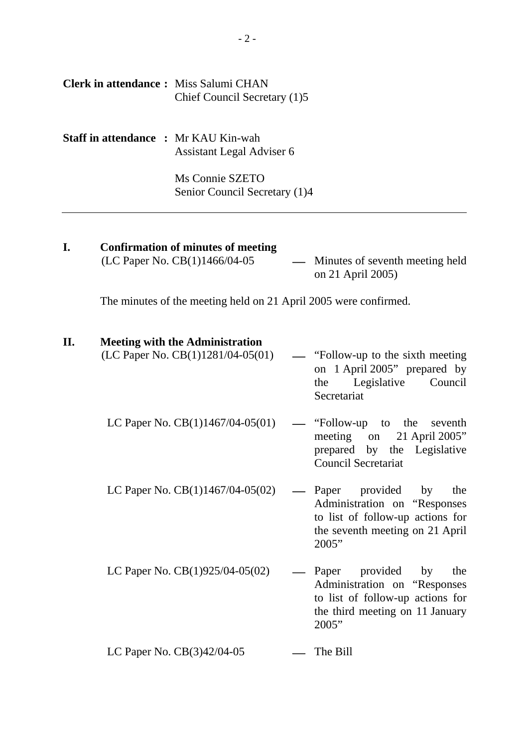**Clerk in attendance :** Miss Salumi CHAN
Chief Council Secretary (1)5

**Staff in attendance :** Mr KAU Kin-wah
Assistant Legal Adviser 6

Ms Connie SZETO
Senior Council Secretary (1)4

---

## I. Confirmation of minutes of meeting

(LC Paper No. CB(1)1466/04-05 — Minutes of seventh meeting held on 21 April 2005)

The minutes of the meeting held on 21 April 2005 were confirmed.

## II. Meeting with the Administration

(LC Paper No. CB(1)1281/04-05(01) — "Follow-up to the sixth meeting on 1 April 2005" prepared by the Legislative Council Secretariat

LC Paper No. CB(1)1467/04-05(01) — "Follow-up to the seventh meeting on 21 April 2005" prepared by the Legislative Council Secretariat

LC Paper No. CB(1)1467/04-05(02) — Paper provided by the Administration on "Responses to list of follow-up actions for the seventh meeting on 21 April 2005"

LC Paper No. CB(1)925/04-05(02) — Paper provided by the Administration on "Responses to list of follow-up actions for the third meeting on 11 January 2005"

LC Paper No. CB(3)42/04-05 — The Bill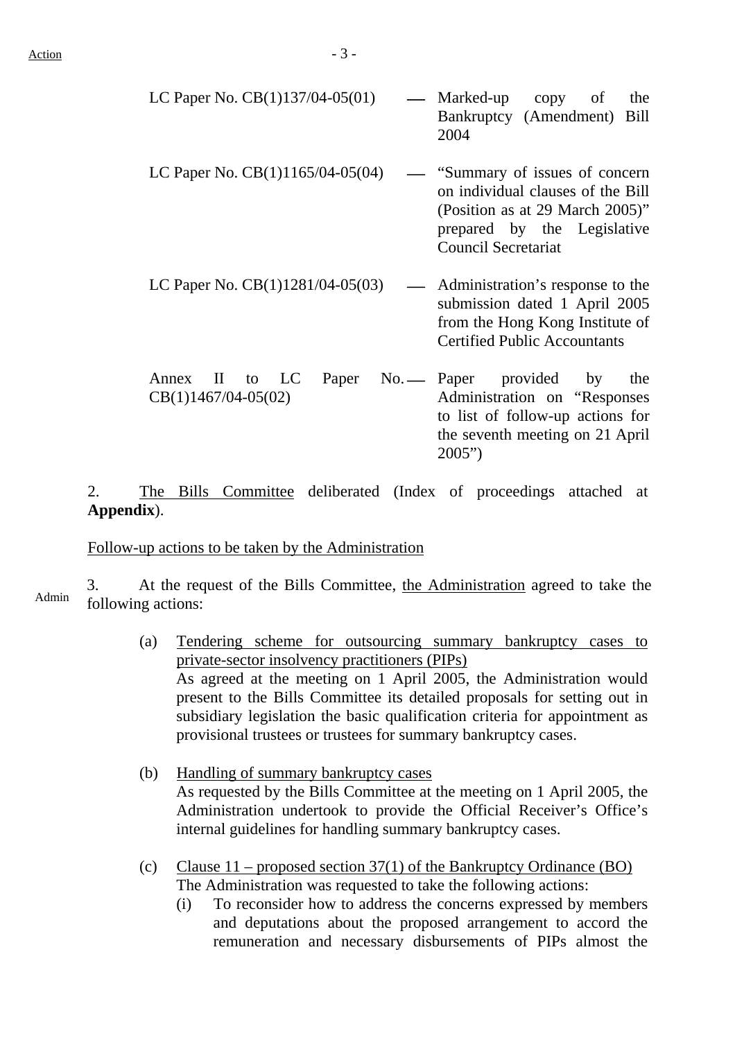| | | |
|---|---|---|
| LC Paper No. CB(1)137/04-05(01) | — | Marked-up copy of the Bankruptcy (Amendment) Bill 2004 |
| LC Paper No. CB(1)1165/04-05(04) | — | "Summary of issues of concern on individual clauses of the Bill (Position as at 29 March 2005)" prepared by the Legislative Council Secretariat |
| LC Paper No. CB(1)1281/04-05(03) | — | Administration's response to the submission dated 1 April 2005 from the Hong Kong Institute of Certified Public Accountants |
| Annex II to LC Paper No. CB(1)1467/04-05(02) | — | Paper provided by the Administration on "Responses to list of follow-up actions for the seventh meeting on 21 April 2005") |

2. The Bills Committee deliberated (Index of proceedings attached at **Appendix**).

Follow-up actions to be taken by the Administration

Admin

3. At the request of the Bills Committee, the Administration agreed to take the following actions:

(a) Tendering scheme for outsourcing summary bankruptcy cases to private-sector insolvency practitioners (PIPs)
As agreed at the meeting on 1 April 2005, the Administration would present to the Bills Committee its detailed proposals for setting out in subsidiary legislation the basic qualification criteria for appointment as provisional trustees or trustees for summary bankruptcy cases.

(b) Handling of summary bankruptcy cases
As requested by the Bills Committee at the meeting on 1 April 2005, the Administration undertook to provide the Official Receiver's Office's internal guidelines for handling summary bankruptcy cases.

(c) Clause 11 – proposed section 37(1) of the Bankruptcy Ordinance (BO)
The Administration was requested to take the following actions:

(i) To reconsider how to address the concerns expressed by members and deputations about the proposed arrangement to accord the remuneration and necessary disbursements of PIPs almost the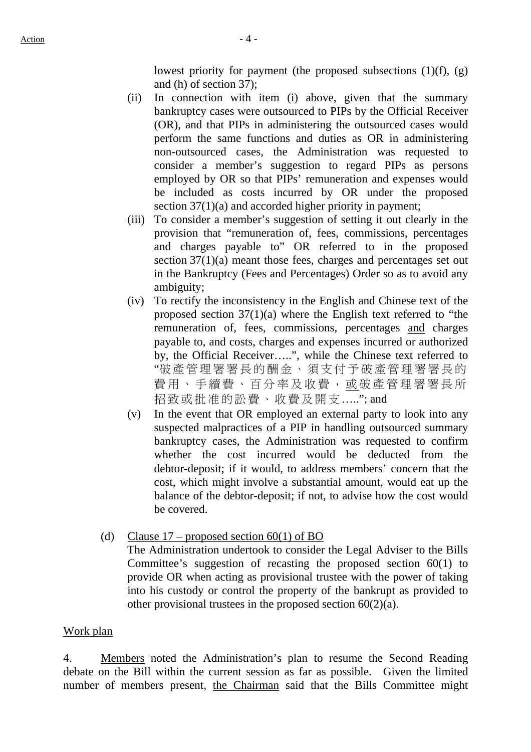lowest priority for payment (the proposed subsections (1)(f), (g) and (h) of section 37);

(ii) In connection with item (i) above, given that the summary bankruptcy cases were outsourced to PIPs by the Official Receiver (OR), and that PIPs in administering the outsourced cases would perform the same functions and duties as OR in administering non-outsourced cases, the Administration was requested to consider a member's suggestion to regard PIPs as persons employed by OR so that PIPs' remuneration and expenses would be included as costs incurred by OR under the proposed section 37(1)(a) and accorded higher priority in payment;

(iii) To consider a member's suggestion of setting it out clearly in the provision that "remuneration of, fees, commissions, percentages and charges payable to" OR referred to in the proposed section 37(1)(a) meant those fees, charges and percentages set out in the Bankruptcy (Fees and Percentages) Order so as to avoid any ambiguity;

(iv) To rectify the inconsistency in the English and Chinese text of the proposed section 37(1)(a) where the English text referred to "the remuneration of, fees, commissions, percentages <u>and</u> charges payable to, and costs, charges and expenses incurred or authorized by, the Official Receiver…..", while the Chinese text referred to "破產管理署署長的酬金、須支付予破產管理署署長的費用、手續費、百分率及收費，<u>或</u>破產管理署署長所招致或批准的訟費、收費及開支….."; and

(v) In the event that OR employed an external party to look into any suspected malpractices of a PIP in handling outsourced summary bankruptcy cases, the Administration was requested to confirm whether the cost incurred would be deducted from the debtor-deposit; if it would, to address members' concern that the cost, which might involve a substantial amount, would eat up the balance of the debtor-deposit; if not, to advise how the cost would be covered.

(d) <u>Clause 17 – proposed section 60(1) of BO</u>
The Administration undertook to consider the Legal Adviser to the Bills Committee's suggestion of recasting the proposed section 60(1) to provide OR when acting as provisional trustee with the power of taking into his custody or control the property of the bankrupt as provided to other provisional trustees in the proposed section 60(2)(a).

<u>Work plan</u>

4. <u>Members</u> noted the Administration's plan to resume the Second Reading debate on the Bill within the current session as far as possible. Given the limited number of members present, <u>the Chairman</u> said that the Bills Committee might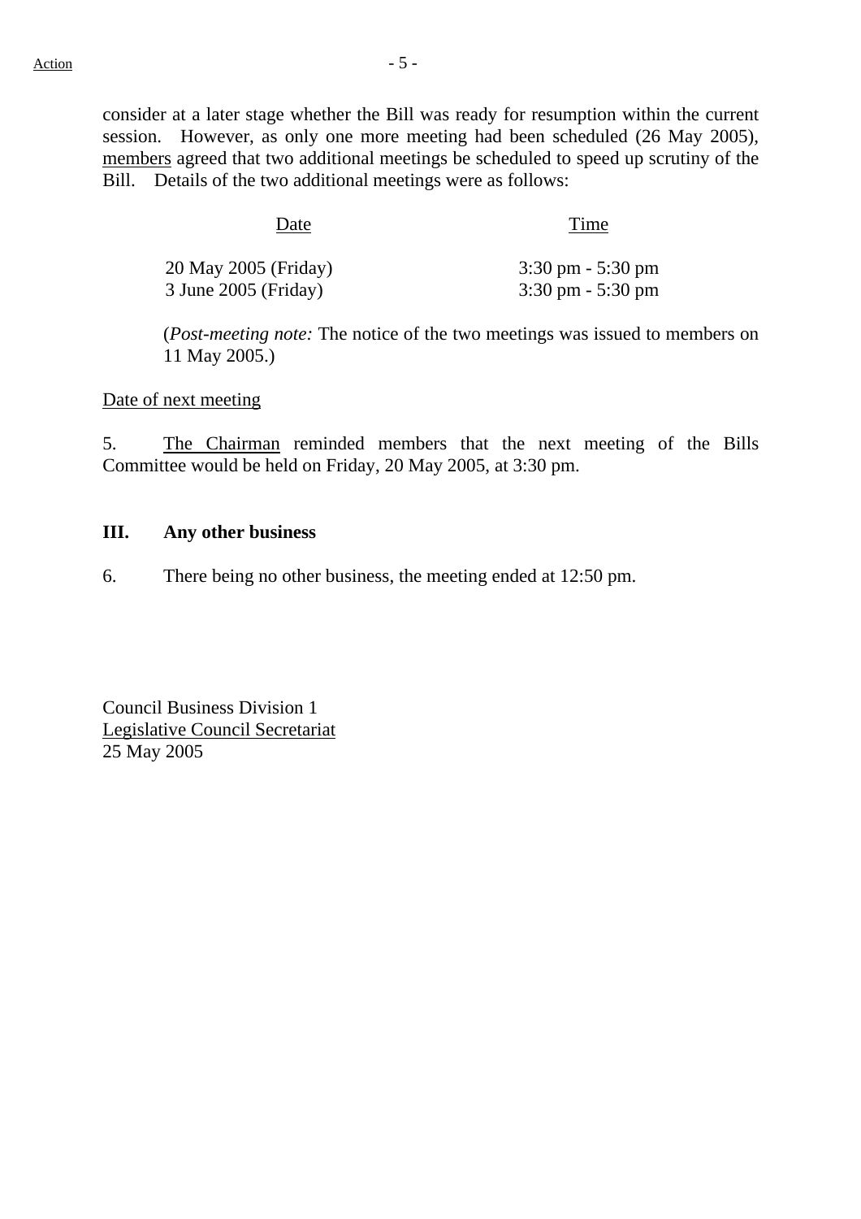consider at a later stage whether the Bill was ready for resumption within the current session. However, as only one more meeting had been scheduled (26 May 2005), members agreed that two additional meetings be scheduled to speed up scrutiny of the Bill. Details of the two additional meetings were as follows:

| Date | Time |
| --- | --- |
| 20 May 2005 (Friday) | 3:30 pm - 5:30 pm |
| 3 June 2005 (Friday) | 3:30 pm - 5:30 pm |

(*Post-meeting note:* The notice of the two meetings was issued to members on 11 May 2005.)

Date of next meeting

5. The Chairman reminded members that the next meeting of the Bills Committee would be held on Friday, 20 May 2005, at 3:30 pm.

## III. Any other business

6. There being no other business, the meeting ended at 12:50 pm.

Council Business Division 1
Legislative Council Secretariat
25 May 2005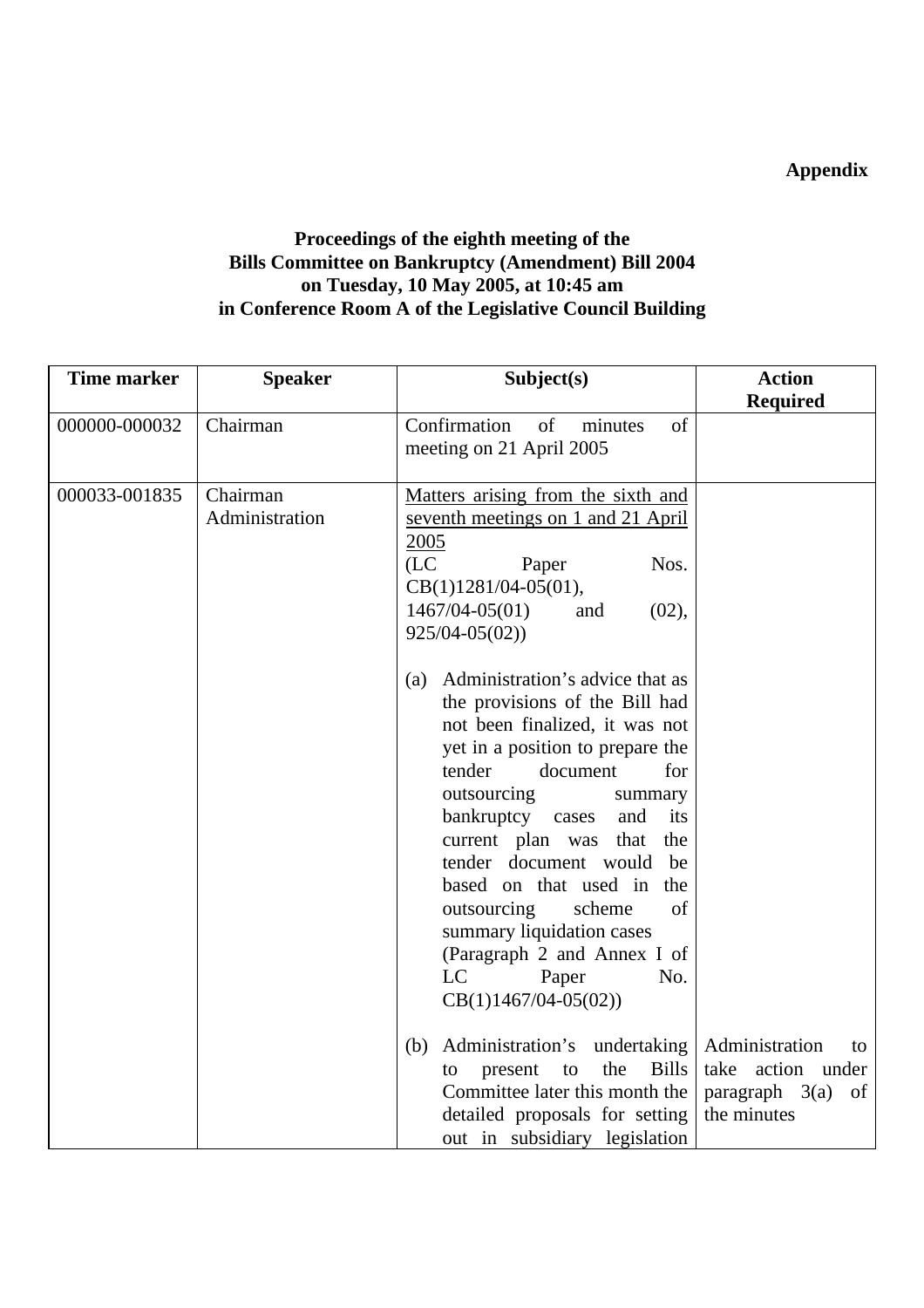**Appendix**

**Proceedings of the eighth meeting of the Bills Committee on Bankruptcy (Amendment) Bill 2004 on Tuesday, 10 May 2005, at 10:45 am in Conference Room A of the Legislative Council Building**

| Time marker | Speaker | Subject(s) | Action Required |
|---|---|---|---|
| 000000-000032 | Chairman | Confirmation of minutes of meeting on 21 April 2005 | |
| 000033-001835 | Chairman<br>Administration | <u>Matters arising from the sixth and seventh meetings on 1 and 21 April 2005</u><br>(LC Paper Nos. CB(1)1281/04-05(01), 1467/04-05(01) and (02), 925/04-05(02))<br><br>(a) Administration's advice that as the provisions of the Bill had not been finalized, it was not yet in a position to prepare the tender document for outsourcing summary bankruptcy cases and its current plan was that the tender document would be based on that used in the outsourcing scheme of summary liquidation cases (Paragraph 2 and Annex I of LC Paper No. CB(1)1467/04-05(02))<br><br>(b) Administration's undertaking to present to the Bills Committee later this month the detailed proposals for setting out in subsidiary legislation | <br><br><br><br><br><br><br><br><br><br><br><br><br><br><br><br><br><br>Administration to take action under paragraph 3(a) of the minutes |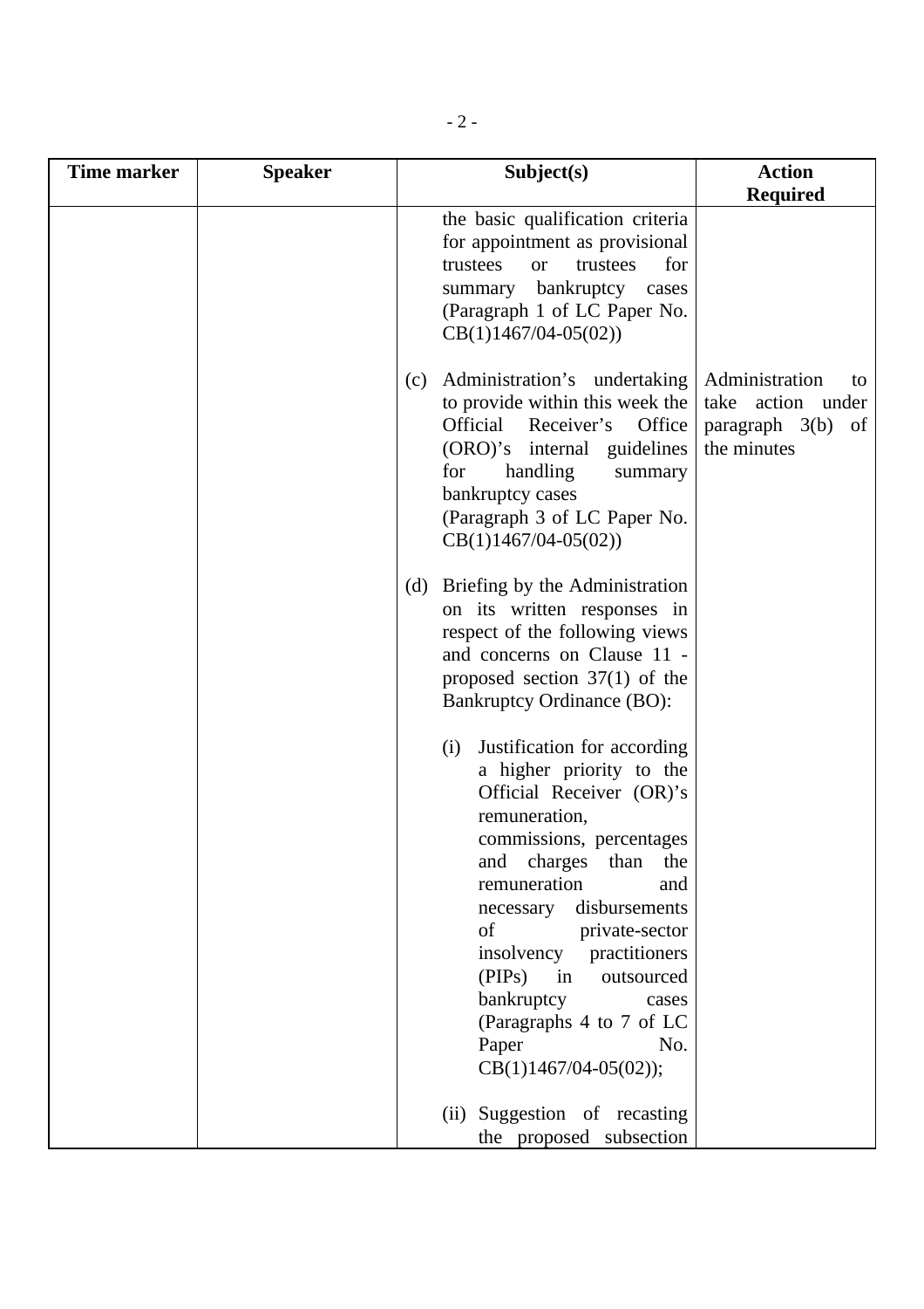| Time marker | Speaker | Subject(s) | Action Required |
|---|---|---|---|
| | | the basic qualification criteria for appointment as provisional trustees or trustees for summary bankruptcy cases (Paragraph 1 of LC Paper No. CB(1)1467/04-05(02)) | |
| | | (c) Administration's undertaking to provide within this week the Official Receiver's Office (ORO)'s internal guidelines for handling summary bankruptcy cases (Paragraph 3 of LC Paper No. CB(1)1467/04-05(02)) | Administration to take action under paragraph 3(b) of the minutes |
| | | (d) Briefing by the Administration on its written responses in respect of the following views and concerns on Clause 11 - proposed section 37(1) of the Bankruptcy Ordinance (BO):<br><br>(i) Justification for according a higher priority to the Official Receiver (OR)'s remuneration, commissions, percentages and charges than the remuneration and necessary disbursements of private-sector insolvency practitioners (PIPs) in outsourced bankruptcy cases (Paragraphs 4 to 7 of LC Paper No. CB(1)1467/04-05(02));<br><br>(ii) Suggestion of recasting the proposed subsection | |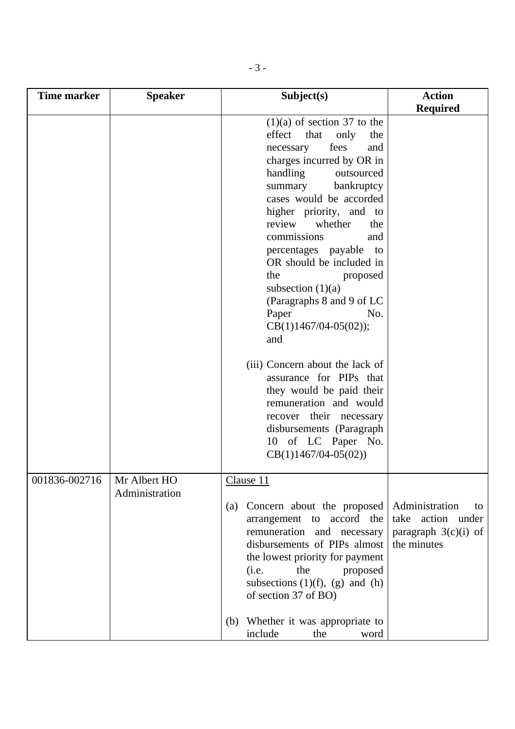| Time marker | Speaker | Subject(s) | Action Required |
|---|---|---|---|
| | | (1)(a) of section 37 to the effect that only the necessary fees and charges incurred by OR in handling outsourced summary bankruptcy cases would be accorded higher priority, and to review whether the commissions and percentages payable to OR should be included in the proposed subsection (1)(a) (Paragraphs 8 and 9 of LC Paper No. CB(1)1467/04-05(02)); and<br><br>(iii) Concern about the lack of assurance for PIPs that they would be paid their remuneration and would recover their necessary disbursements (Paragraph 10 of LC Paper No. CB(1)1467/04-05(02)) | |
| 001836-002716 | Mr Albert HO<br>Administration | Clause 11<br><br>(a) Concern about the proposed arrangement to accord the remuneration and necessary disbursements of PIPs almost the lowest priority for payment (i.e. the proposed subsections (1)(f), (g) and (h) of section 37 of BO)<br><br>(b) Whether it was appropriate to include the word | Administration to take action under paragraph 3(c)(i) of the minutes |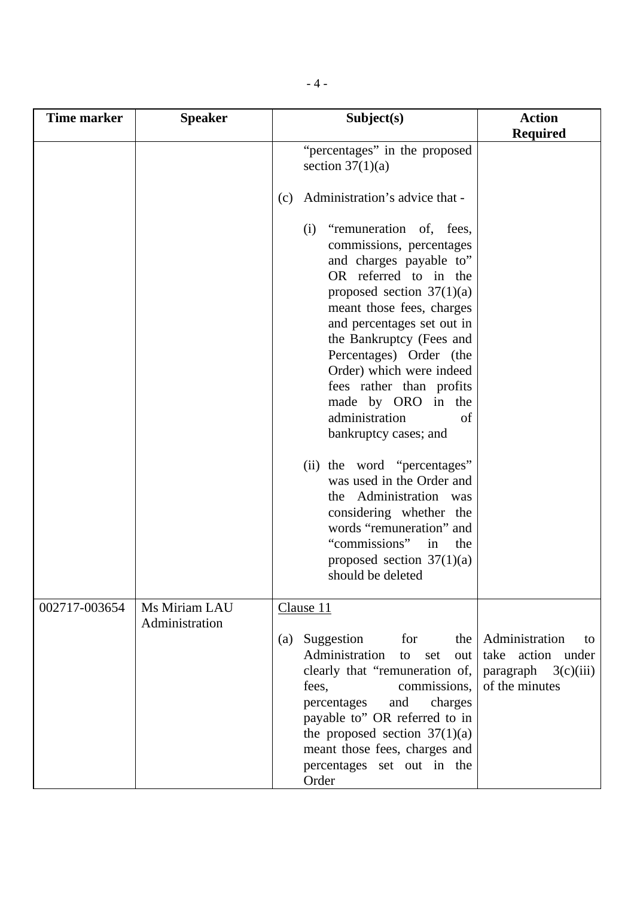| Time marker | Speaker | Subject(s) | Action Required |
|---|---|---|---|
| | | "percentages" in the proposed section 37(1)(a)<br><br>(c) Administration's advice that -<br><br>(i) "remuneration of, fees, commissions, percentages and charges payable to" OR referred to in the proposed section 37(1)(a) meant those fees, charges and percentages set out in the Bankruptcy (Fees and Percentages) Order (the Order) which were indeed fees rather than profits made by ORO in the administration of bankruptcy cases; and<br><br>(ii) the word "percentages" was used in the Order and the Administration was considering whether the words "remuneration" and "commissions" in the proposed section 37(1)(a) should be deleted | |
| 002717-003654 | Ms Miriam LAU<br>Administration | Clause 11<br><br>(a) Suggestion for the Administration to set out clearly that "remuneration of, fees, commissions, percentages and charges payable to" OR referred to in the proposed section 37(1)(a) meant those fees, charges and percentages set out in the Order | Administration to take action under paragraph 3(c)(iii) of the minutes |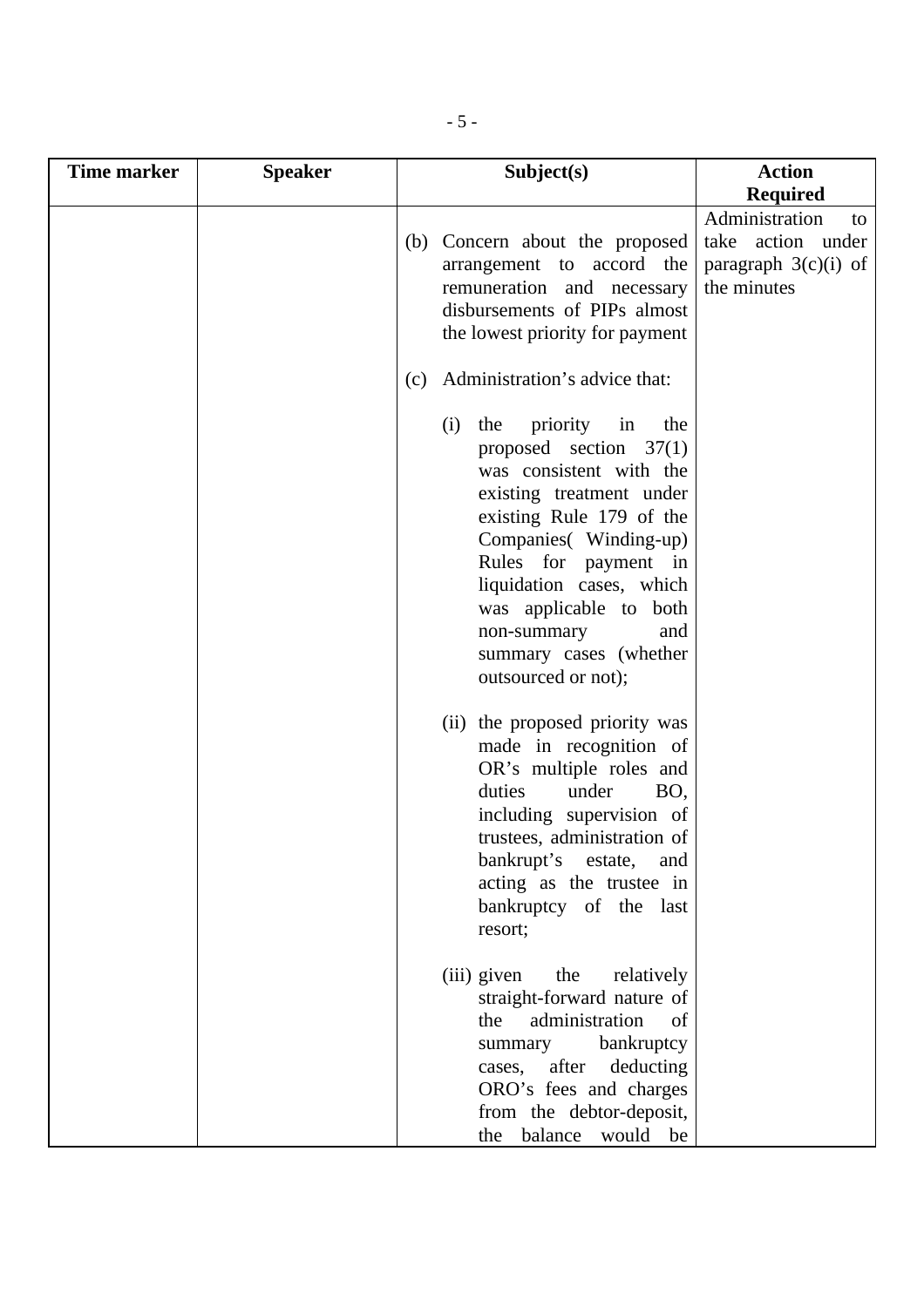| Time marker | Speaker | Subject(s) | Action Required |
|---|---|---|---|
| | | (b) Concern about the proposed arrangement to accord the remuneration and necessary disbursements of PIPs almost the lowest priority for payment<br><br>(c) Administration's advice that:<br><br>(i) the priority in the proposed section 37(1) was consistent with the existing treatment under existing Rule 179 of the Companies( Winding-up) Rules for payment in liquidation cases, which was applicable to both non-summary and summary cases (whether outsourced or not);<br><br>(ii) the proposed priority was made in recognition of OR's multiple roles and duties under BO, including supervision of trustees, administration of bankrupt's estate, and acting as the trustee in bankruptcy of the last resort;<br><br>(iii) given the relatively straight-forward nature of the administration of summary bankruptcy cases, after deducting ORO's fees and charges from the debtor-deposit, the balance would be | Administration to take action under paragraph 3(c)(i) of the minutes |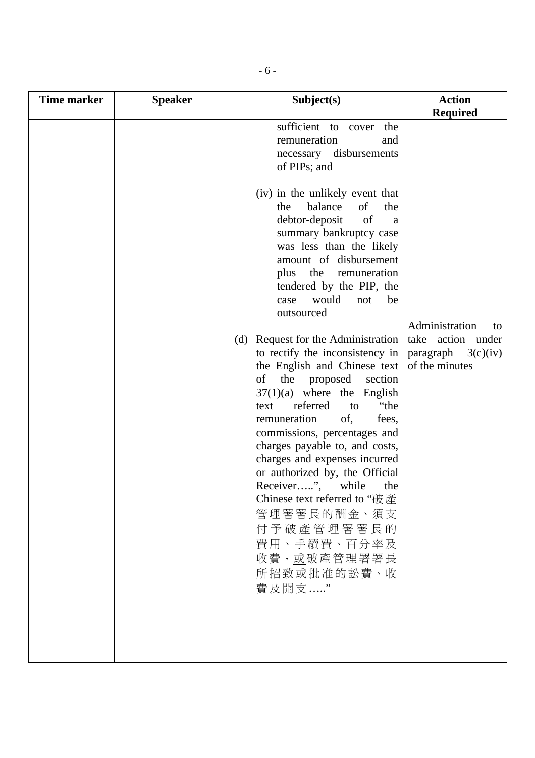| Time marker | Speaker | Subject(s) | Action Required |
| --- | --- | --- | --- |
| | | sufficient to cover the remuneration and necessary disbursements of PIPs; and<br><br>(iv) in the unlikely event that the balance of the debtor-deposit of a summary bankruptcy case was less than the likely amount of disbursement plus the remuneration tendered by the PIP, the case would not be outsourced<br><br>(d) Request for the Administration to rectify the inconsistency in the English and Chinese text of the proposed section 37(1)(a) where the English text referred to "the remuneration of, fees, commissions, percentages <u>and</u> charges payable to, and costs, charges and expenses incurred or authorized by, the Official Receiver…..", while the Chinese text referred to "破產管理署署長的酬金、須支付予破產管理署署長的費用、手續費、百分率及收費，<u>或</u>破產管理署署長所招致或批准的訟費、收費及開支….." | Administration to take action under paragraph 3(c)(iv) of the minutes |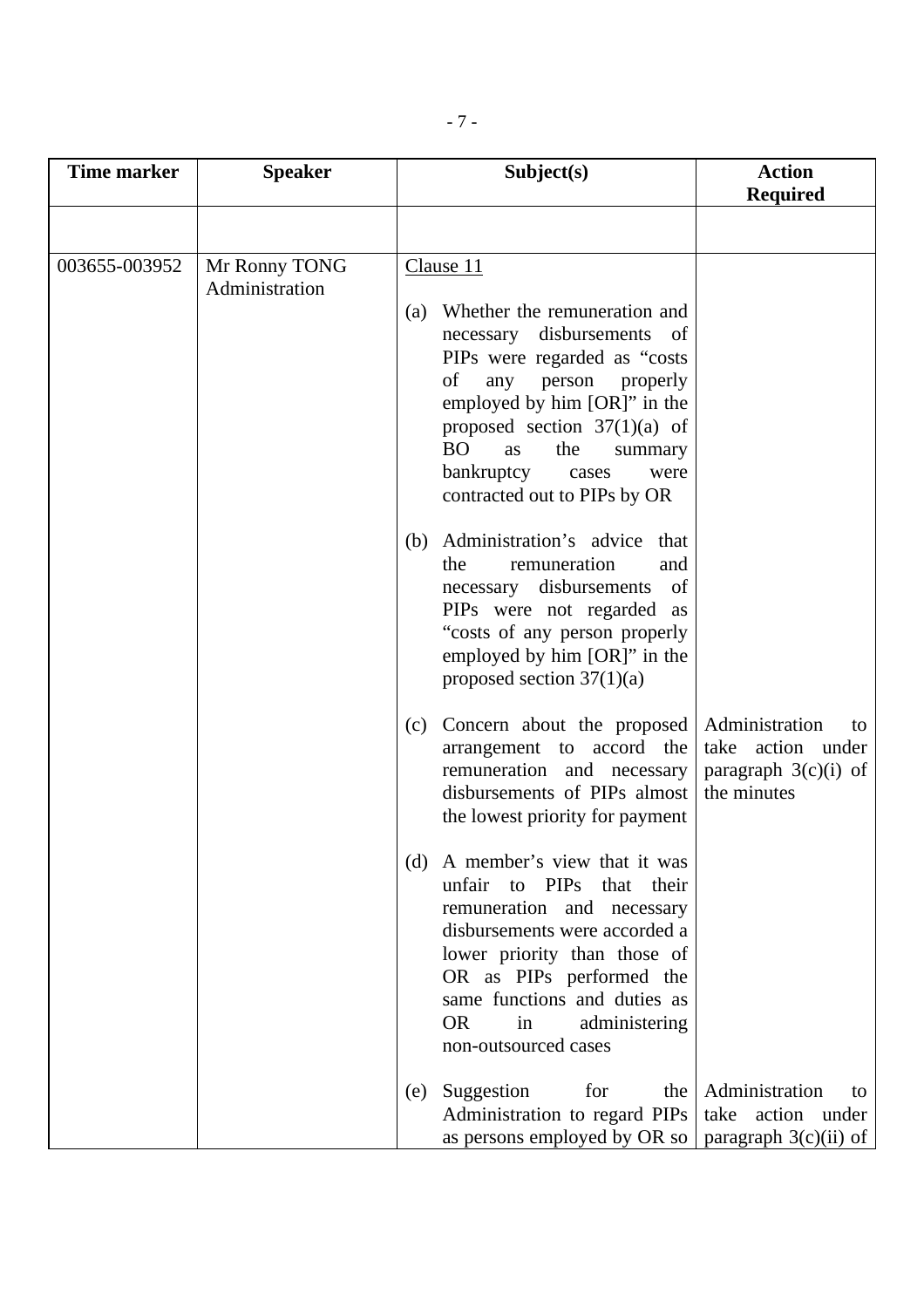| Time marker | Speaker | Subject(s) | Action Required |
|---|---|---|---|
| | | | |
| 003655-003952 | Mr Ronny TONG<br>Administration | Clause 11<br><br>(a) Whether the remuneration and necessary disbursements of PIPs were regarded as "costs of any person properly employed by him [OR]" in the proposed section 37(1)(a) of BO as the summary bankruptcy cases were contracted out to PIPs by OR<br><br>(b) Administration's advice that the remuneration and necessary disbursements of PIPs were not regarded as "costs of any person properly employed by him [OR]" in the proposed section 37(1)(a)<br><br>(c) Concern about the proposed arrangement to accord the remuneration and necessary disbursements of PIPs almost the lowest priority for payment<br><br>(d) A member's view that it was unfair to PIPs that their remuneration and necessary disbursements were accorded a lower priority than those of OR as PIPs performed the same functions and duties as OR in administering non-outsourced cases<br><br>(e) Suggestion for the Administration to regard PIPs as persons employed by OR so | <br><br><br><br><br><br><br><br><br><br><br><br><br><br><br><br><br><br><br>Administration to take action under paragraph 3(c)(i) of the minutes<br><br><br><br><br><br><br><br><br><br><br><br>Administration to take action under paragraph 3(c)(ii) of |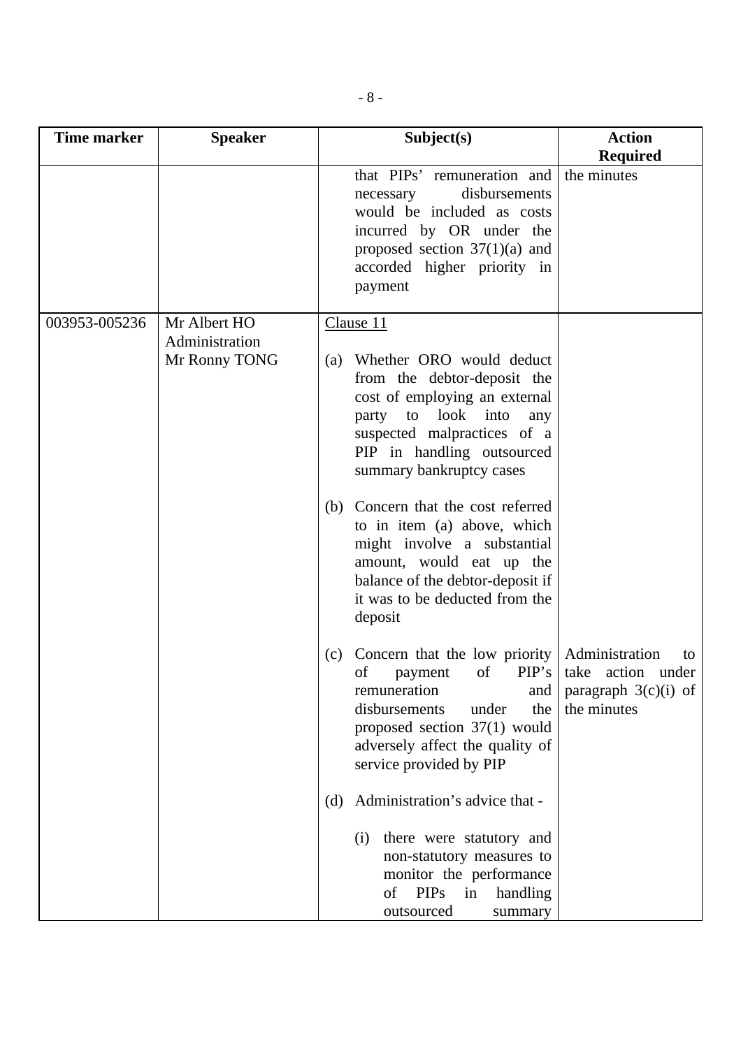| Time marker | Speaker | Subject(s) | Action Required |
|---|---|---|---|
| | | that PIPs' remuneration and necessary disbursements would be included as costs incurred by OR under the proposed section 37(1)(a) and accorded higher priority in payment | the minutes |
| 003953-005236 | Mr Albert HO<br>Administration<br>Mr Ronny TONG | <u>Clause 11</u><br><br>(a) Whether ORO would deduct from the debtor-deposit the cost of employing an external party to look into any suspected malpractices of a PIP in handling outsourced summary bankruptcy cases<br><br>(b) Concern that the cost referred to in item (a) above, which might involve a substantial amount, would eat up the balance of the debtor-deposit if it was to be deducted from the deposit<br><br>(c) Concern that the low priority of payment of PIP's remuneration and disbursements under the proposed section 37(1) would adversely affect the quality of service provided by PIP<br><br>(d) Administration's advice that -<br><br>(i) there were statutory and non-statutory measures to monitor the performance of PIPs in handling outsourced summary | Administration to take action under paragraph 3(c)(i) of the minutes |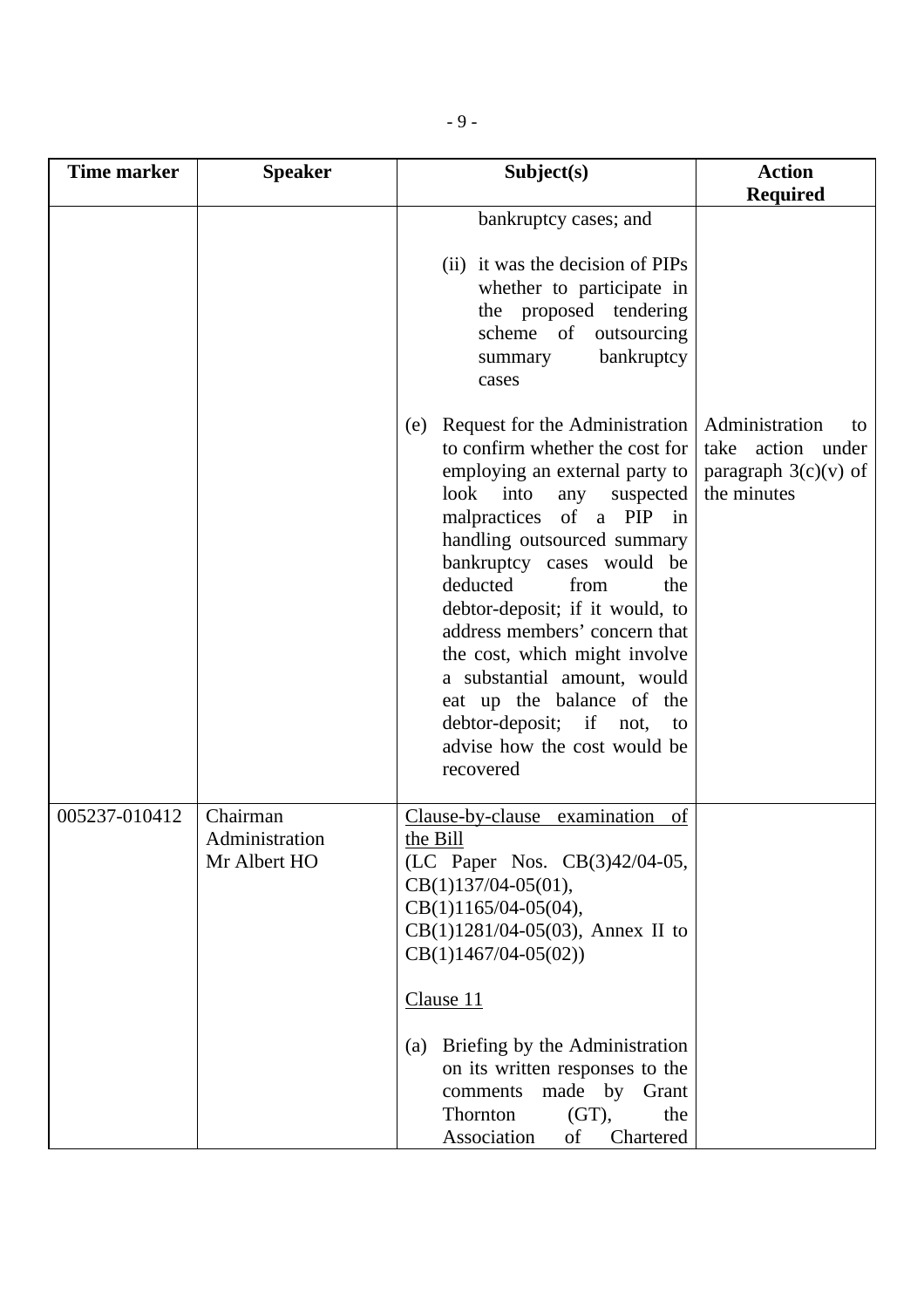| Time marker | Speaker | Subject(s) | Action Required |
|---|---|---|---|
| | | bankruptcy cases; and<br><br>(ii) it was the decision of PIPs whether to participate in the proposed tendering scheme of outsourcing summary bankruptcy cases<br><br>(e) Request for the Administration to confirm whether the cost for employing an external party to look into any suspected malpractices of a PIP in handling outsourced summary bankruptcy cases would be deducted from the debtor-deposit; if it would, to address members' concern that the cost, which might involve a substantial amount, would eat up the balance of the debtor-deposit; if not, to advise how the cost would be recovered | Administration to take action under paragraph 3(c)(v) of the minutes |
| 005237-010412 | Chairman<br>Administration<br>Mr Albert HO | Clause-by-clause examination of the Bill<br>(LC Paper Nos. CB(3)42/04-05, CB(1)137/04-05(01), CB(1)1165/04-05(04), CB(1)1281/04-05(03), Annex II to CB(1)1467/04-05(02))<br><br>Clause 11<br><br>(a) Briefing by the Administration on its written responses to the comments made by Grant Thornton (GT), the Association of Chartered | |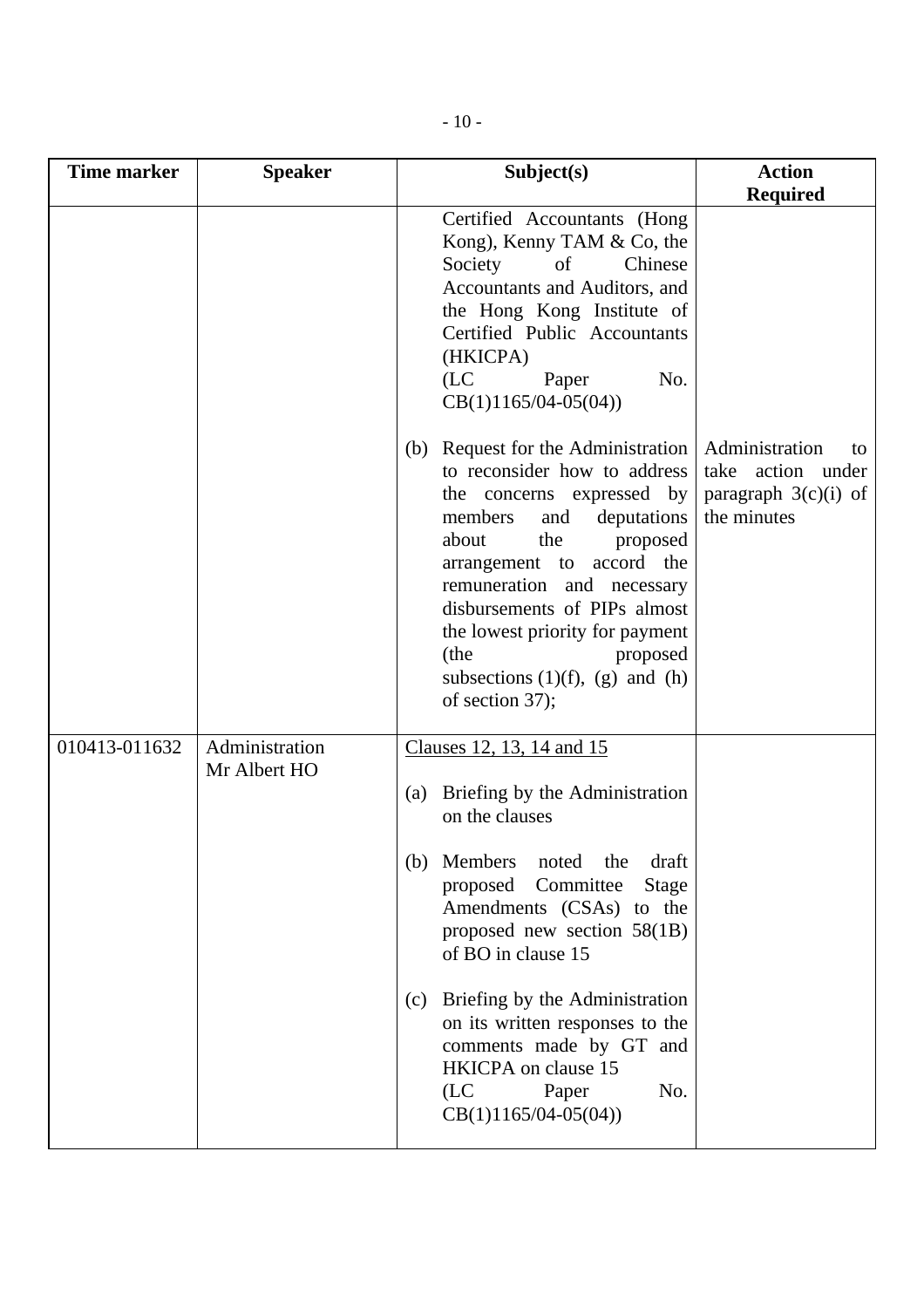| Time marker | Speaker | Subject(s) | Action Required |
|---|---|---|---|
| | | Certified Accountants (Hong Kong), Kenny TAM & Co, the Society of Chinese Accountants and Auditors, and the Hong Kong Institute of Certified Public Accountants (HKICPA) (LC Paper No. CB(1)1165/04-05(04)) | |
| | | (b) Request for the Administration to reconsider how to address the concerns expressed by members and deputations about the proposed arrangement to accord the remuneration and necessary disbursements of PIPs almost the lowest priority for payment (the proposed subsections (1)(f), (g) and (h) of section 37); | Administration to take action under paragraph 3(c)(i) of the minutes |
| 010413-011632 | Administration<br>Mr Albert HO | <u>Clauses 12, 13, 14 and 15</u><br><br>(a) Briefing by the Administration on the clauses<br><br>(b) Members noted the draft proposed Committee Stage Amendments (CSAs) to the proposed new section 58(1B) of BO in clause 15<br><br>(c) Briefing by the Administration on its written responses to the comments made by GT and HKICPA on clause 15 (LC Paper No. CB(1)1165/04-05(04)) | |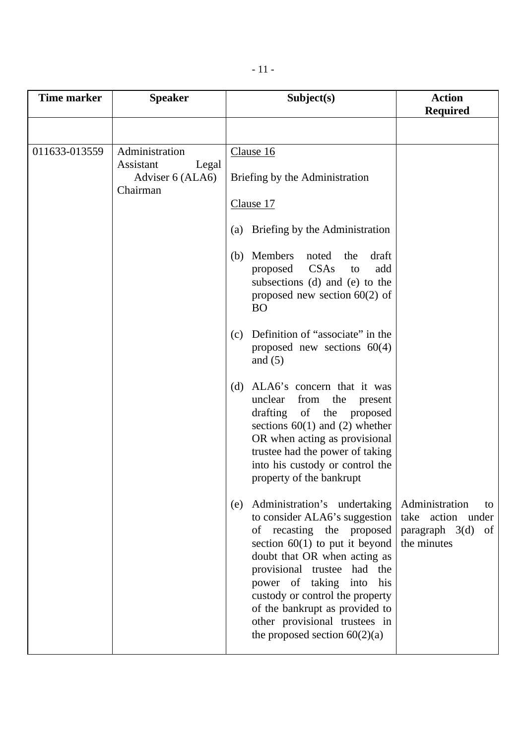| Time marker | Speaker | Subject(s) | Action Required |
|---|---|---|---|
| | | | |
| 011633-013559 | Administration<br>Assistant Legal Adviser 6 (ALA6)<br>Chairman | Clause 16<br><br>Briefing by the Administration<br><br>Clause 17<br><br>(a) Briefing by the Administration<br><br>(b) Members noted the draft proposed CSAs to add subsections (d) and (e) to the proposed new section 60(2) of BO<br><br>(c) Definition of "associate" in the proposed new sections 60(4) and (5)<br><br>(d) ALA6's concern that it was unclear from the present drafting of the proposed sections 60(1) and (2) whether OR when acting as provisional trustee had the power of taking into his custody or control the property of the bankrupt<br><br>(e) Administration's undertaking to consider ALA6's suggestion of recasting the proposed section 60(1) to put it beyond doubt that OR when acting as provisional trustee had the power of taking into his custody or control the property of the bankrupt as provided to other provisional trustees in the proposed section 60(2)(a) | Administration to take action under paragraph 3(d) of the minutes |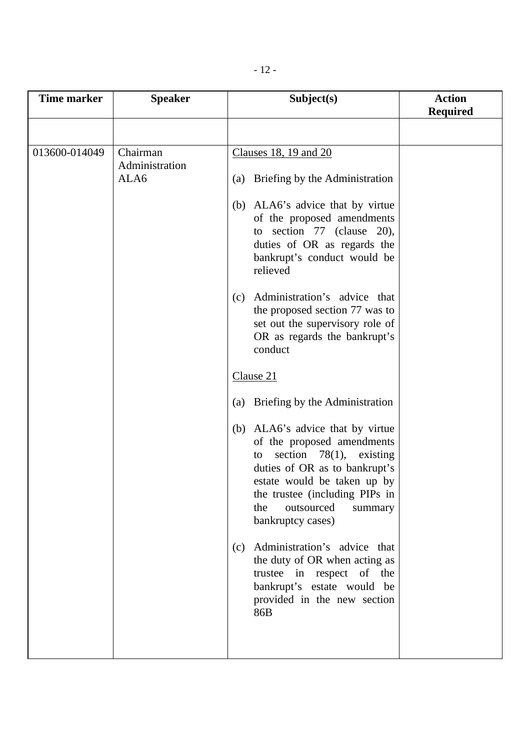| Time marker | Speaker | Subject(s) | Action Required |
|---|---|---|---|
| | | | |
| 013600-014049 | Chairman<br>Administration<br>ALA6 | Clauses 18, 19 and 20<br><br>(a) Briefing by the Administration<br><br>(b) ALA6's advice that by virtue of the proposed amendments to section 77 (clause 20), duties of OR as regards the bankrupt's conduct would be relieved<br><br>(c) Administration's advice that the proposed section 77 was to set out the supervisory role of OR as regards the bankrupt's conduct<br><br>Clause 21<br><br>(a) Briefing by the Administration<br><br>(b) ALA6's advice that by virtue of the proposed amendments to section 78(1), existing duties of OR as to bankrupt's estate would be taken up by the trustee (including PIPs in the outsourced summary bankruptcy cases)<br><br>(c) Administration's advice that the duty of OR when acting as trustee in respect of the bankrupt's estate would be provided in the new section 86B | |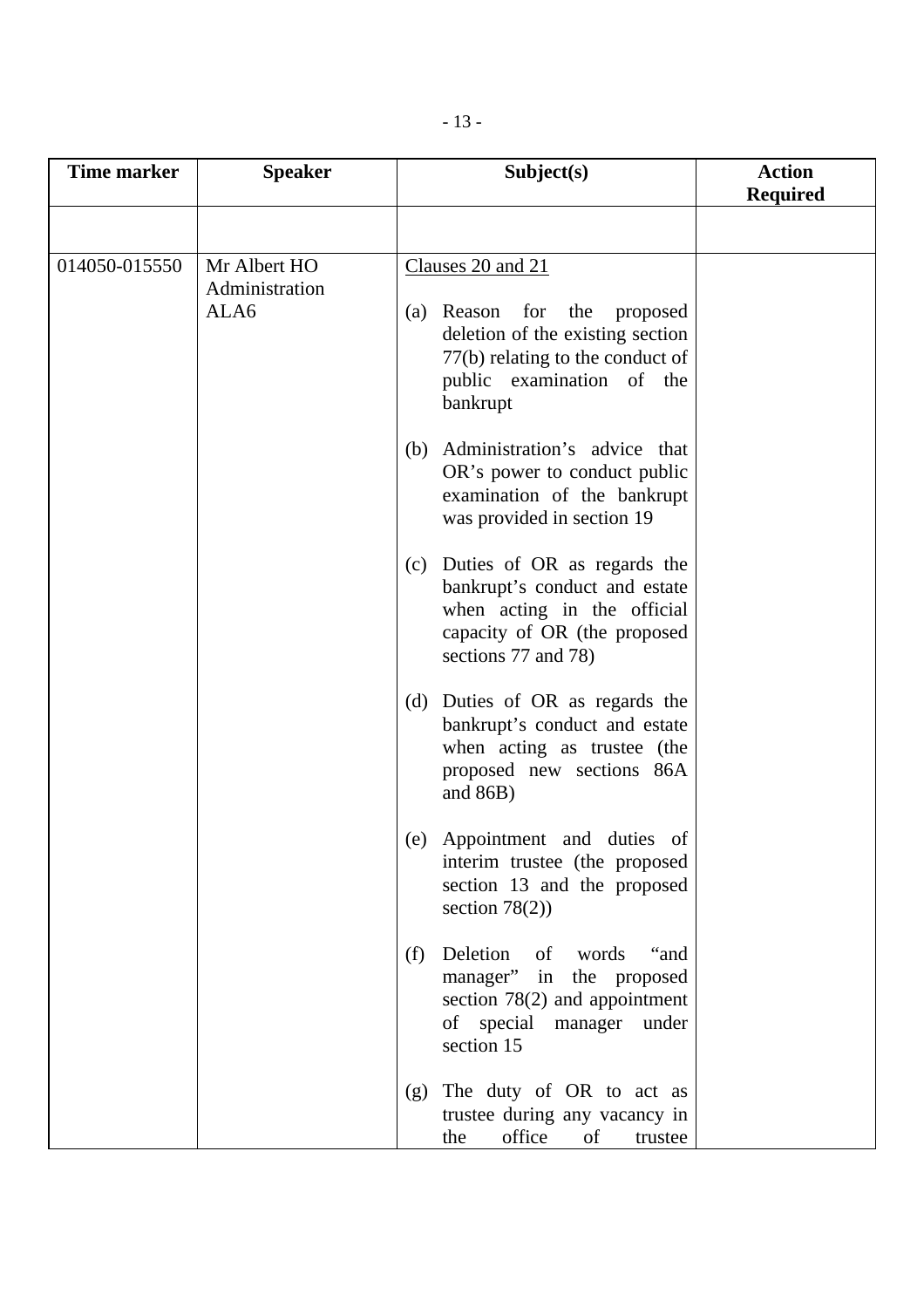| Time marker | Speaker | Subject(s) | Action Required |
|---|---|---|---|
| | | | |
| 014050-015550 | Mr Albert HO<br>Administration<br>ALA6 | Clauses 20 and 21<br><br>(a) Reason for the proposed deletion of the existing section 77(b) relating to the conduct of public examination of the bankrupt<br><br>(b) Administration's advice that OR's power to conduct public examination of the bankrupt was provided in section 19<br><br>(c) Duties of OR as regards the bankrupt's conduct and estate when acting in the official capacity of OR (the proposed sections 77 and 78)<br><br>(d) Duties of OR as regards the bankrupt's conduct and estate when acting as trustee (the proposed new sections 86A and 86B)<br><br>(e) Appointment and duties of interim trustee (the proposed section 13 and the proposed section 78(2))<br><br>(f) Deletion of words "and manager" in the proposed section 78(2) and appointment of special manager under section 15<br><br>(g) The duty of OR to act as trustee during any vacancy in the office of trustee | |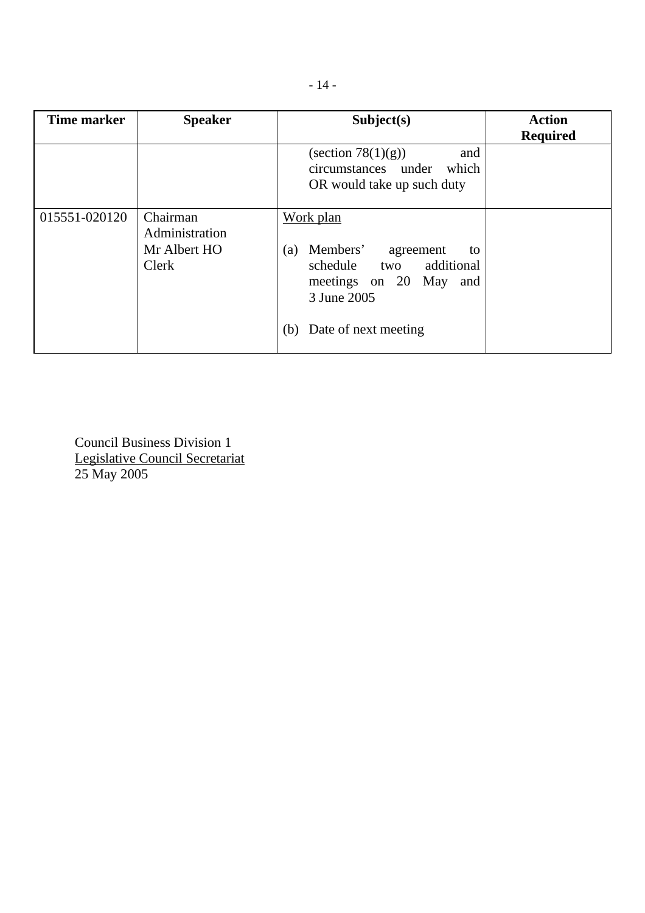| Time marker | Speaker | Subject(s) | Action Required |
|---|---|---|---|
| | | (section 78(1)(g)) and circumstances under which OR would take up such duty | |
| 015551-020120 | Chairman<br>Administration<br>Mr Albert HO<br>Clerk | <u>Work plan</u><br><br>(a) Members' agreement to schedule two additional meetings on 20 May and 3 June 2005<br><br>(b) Date of next meeting | |

Council Business Division 1
<u>Legislative Council Secretariat</u>
25 May 2005